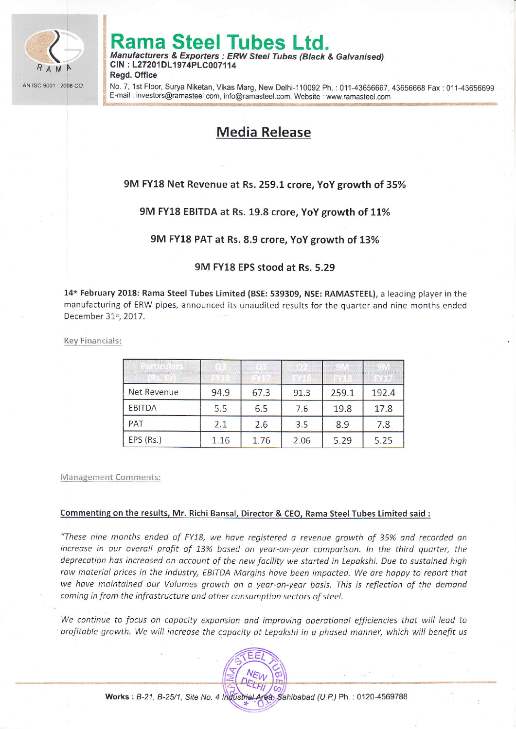# Rama Steel Tubes Ltd.

*Manufacturers & Exporters : ERW Steel Tubes (Black & Galvanised)*
**CIN : L27201DL1974PLC007114**
**Regd. Office**
No. 7, 1st Floor, Surya Niketan, Vikas Marg, New Delhi-110092 Ph. : 011-43656667, 43656668 Fax : 011-43656699
E-mail : investors@ramasteel.com, info@ramasteel.com, Website : www.ramasteel.com

## Media Release

### 9M FY18 Net Revenue at Rs. 259.1 crore, YoY growth of 35%

### 9M FY18 EBITDA at Rs. 19.8 crore, YoY growth of 11%

### 9M FY18 PAT at Rs. 8.9 crore, YoY growth of 13%

### 9M FY18 EPS stood at Rs. 5.29

**14th February 2018: Rama Steel Tubes Limited (BSE: 539309, NSE: RAMASTEEL)**, a leading player in the manufacturing of ERW pipes, announced its unaudited results for the quarter and nine months ended December 31st, 2017.

Key Financials:

| Particulars (Rs. Cr) | Q3 FY18 | Q3 FY17 | Q2 FY18 | 9M FY18 | 9M FY17 |
|---|---|---|---|---|---|
| Net Revenue | 94.9 | 67.3 | 91.3 | 259.1 | 192.4 |
| EBITDA | 5.5 | 6.5 | 7.6 | 19.8 | 17.8 |
| PAT | 2.1 | 2.6 | 3.5 | 8.9 | 7.8 |
| EPS (Rs.) | 1.16 | 1.76 | 2.06 | 5.29 | 5.25 |

Management Comments:

**Commenting on the results, Mr. Richi Bansal, Director & CEO, Rama Steel Tubes Limited said :**

*"These nine months ended of FY18, we have registered a revenue growth of 35% and recorded an increase in our overall profit of 13% based on year-on-year comparison. In the third quarter, the deprecation has increased on account of the new facility we started in Lepakshi. Due to sustained high raw material prices in the industry, EBITDA Margins have been impacted. We are happy to report that we have maintained our Volumes growth on a year-on-year basis. This is reflection of the demand coming in from the infrastructure and other consumption sectors of steel.*

*We continue to focus on capacity expansion and improving operational efficiencies that will lead to profitable growth. We will increase the capacity at Lepakshi in a phased manner, which will benefit us*

**Works** : *B-21, B-25/1, Site No. 4 Industrial Area, Sahibabad (U.P.)* Ph. : 0120-4569788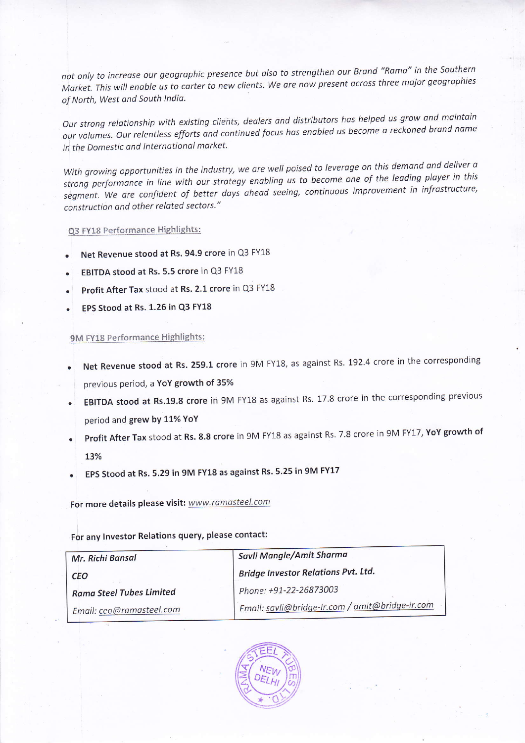*not only to increase our geographic presence but also to strengthen our Brand "Rama" in the Southern Market. This will enable us to carter to new clients. We are now present across three major geographies of North, West and South India.*

*Our strong relationship with existing clients, dealers and distributors has helped us grow and maintain our volumes. Our relentless efforts and continued focus has enabled us become a reckoned brand name in the Domestic and International market.*

*With growing opportunities in the industry, we are well poised to leverage on this demand and deliver a strong performance in line with our strategy enabling us to become one of the leading player in this segment. We are confident of better days ahead seeing, continuous improvement in infrastructure, construction and other related sectors."*

Q3 FY18 Performance Highlights:

- **Net Revenue stood at Rs. 94.9 crore** in Q3 FY18
- **EBITDA stood at Rs. 5.5 crore** in Q3 FY18
- **Profit After Tax** stood at **Rs. 2.1 crore** in Q3 FY18
- **EPS Stood at Rs. 1.26 in Q3 FY18**

9M FY18 Performance Highlights:

- **Net Revenue stood at Rs. 259.1 crore** in 9M FY18, as against Rs. 192.4 crore in the corresponding previous period, a **YoY growth of 35%**
- **EBITDA stood at Rs.19.8 crore** in 9M FY18 as against Rs. 17.8 crore in the corresponding previous period and **grew by 11% YoY**
- **Profit After Tax** stood at **Rs. 8.8 crore** in 9M FY18 as against Rs. 7.8 crore in 9M FY17, **YoY growth of 13%**
- **EPS Stood at Rs. 5.29 in 9M FY18 as against Rs. 5.25 in 9M FY17**

**For more details please visit:** *www.ramasteel.com*

**For any Investor Relations query, please contact:**

| *Mr. Richi Bansal* | *Savli Mangle/Amit Sharma* |
|---|---|
| ***CEO*** | ***Bridge Investor Relations Pvt. Ltd.*** |
| ***Rama Steel Tubes Limited*** | *Phone: +91-22-26873003* |
| *Email: ceo@ramasteel.com* | *Email: savli@bridge-ir.com / amit@bridge-ir.com* |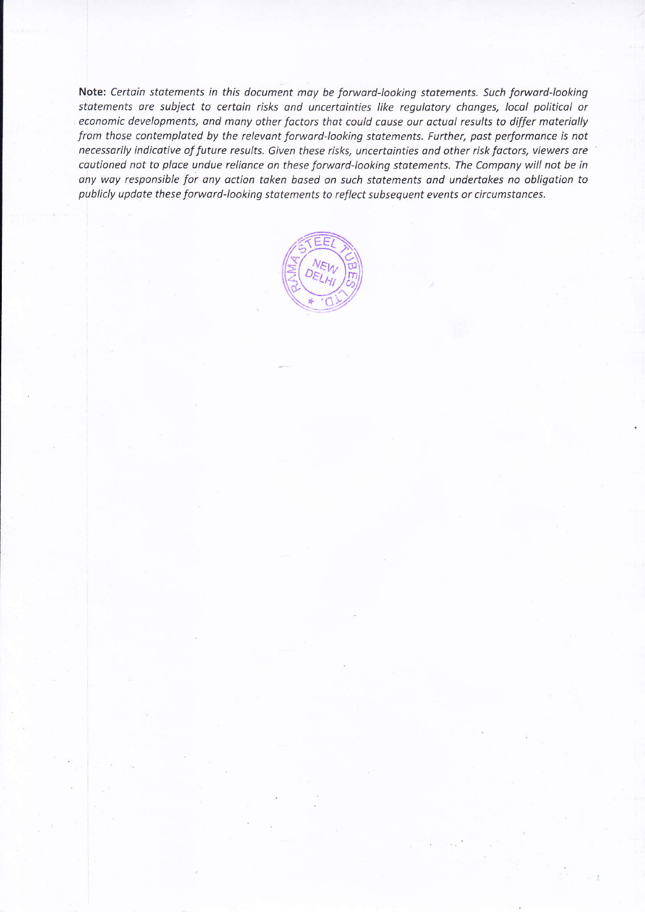**Note:** *Certain statements in this document may be forward-looking statements. Such forward-looking statements are subject to certain risks and uncertainties like regulatory changes, local political or economic developments, and many other factors that could cause our actual results to differ materially from those contemplated by the relevant forward-looking statements. Further, past performance is not necessarily indicative of future results. Given these risks, uncertainties and other risk factors, viewers are cautioned not to place undue reliance on these forward-looking statements. The Company will not be in any way responsible for any action taken based on such statements and undertakes no obligation to publicly update these forward-looking statements to reflect subsequent events or circumstances.*